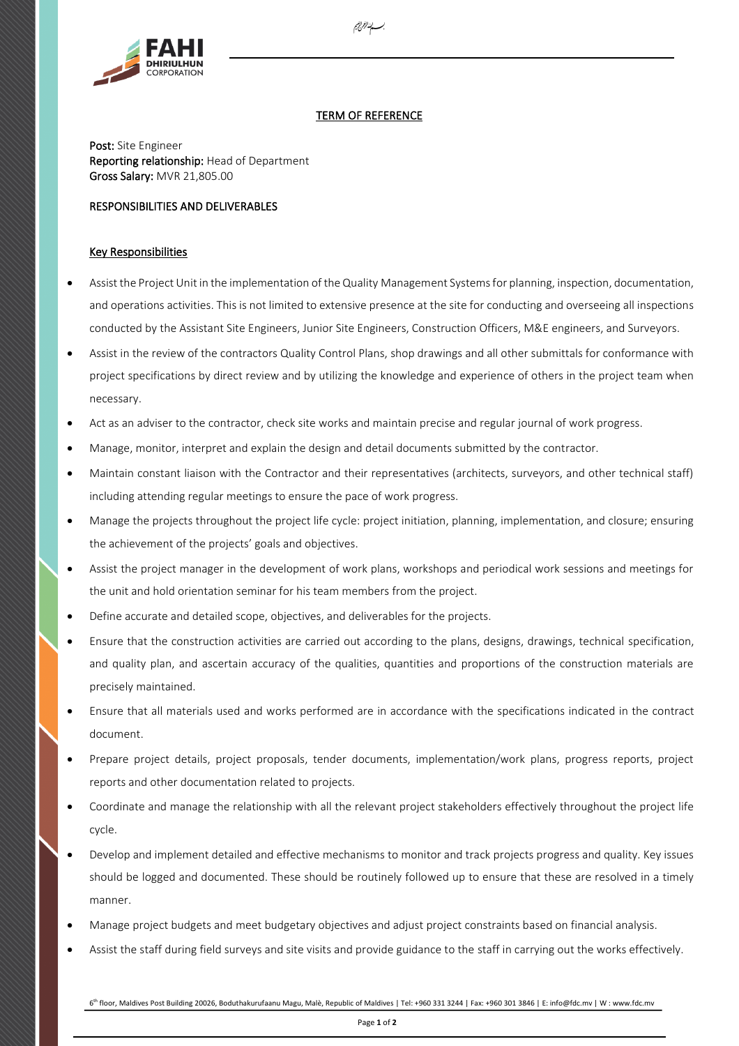بسم الله الرحمن الرحيم

## TERM OF REFERENCE

**Post:** Site Engineer
**Reporting relationship:** Head of Department
**Gross Salary:** MVR 21,805.00

### RESPONSIBILITIES AND DELIVERABLES

#### Key Responsibilities

- Assist the Project Unit in the implementation of the Quality Management Systems for planning, inspection, documentation, and operations activities. This is not limited to extensive presence at the site for conducting and overseeing all inspections conducted by the Assistant Site Engineers, Junior Site Engineers, Construction Officers, M&E engineers, and Surveyors.
- Assist in the review of the contractors Quality Control Plans, shop drawings and all other submittals for conformance with project specifications by direct review and by utilizing the knowledge and experience of others in the project team when necessary.
- Act as an adviser to the contractor, check site works and maintain precise and regular journal of work progress.
- Manage, monitor, interpret and explain the design and detail documents submitted by the contractor.
- Maintain constant liaison with the Contractor and their representatives (architects, surveyors, and other technical staff) including attending regular meetings to ensure the pace of work progress.
- Manage the projects throughout the project life cycle: project initiation, planning, implementation, and closure; ensuring the achievement of the projects' goals and objectives.
- Assist the project manager in the development of work plans, workshops and periodical work sessions and meetings for the unit and hold orientation seminar for his team members from the project.
- Define accurate and detailed scope, objectives, and deliverables for the projects.
- Ensure that the construction activities are carried out according to the plans, designs, drawings, technical specification, and quality plan, and ascertain accuracy of the qualities, quantities and proportions of the construction materials are precisely maintained.
- Ensure that all materials used and works performed are in accordance with the specifications indicated in the contract document.
- Prepare project details, project proposals, tender documents, implementation/work plans, progress reports, project reports and other documentation related to projects.
- Coordinate and manage the relationship with all the relevant project stakeholders effectively throughout the project life cycle.
- Develop and implement detailed and effective mechanisms to monitor and track projects progress and quality. Key issues should be logged and documented. These should be routinely followed up to ensure that these are resolved in a timely manner.
- Manage project budgets and meet budgetary objectives and adjust project constraints based on financial analysis.
- Assist the staff during field surveys and site visits and provide guidance to the staff in carrying out the works effectively.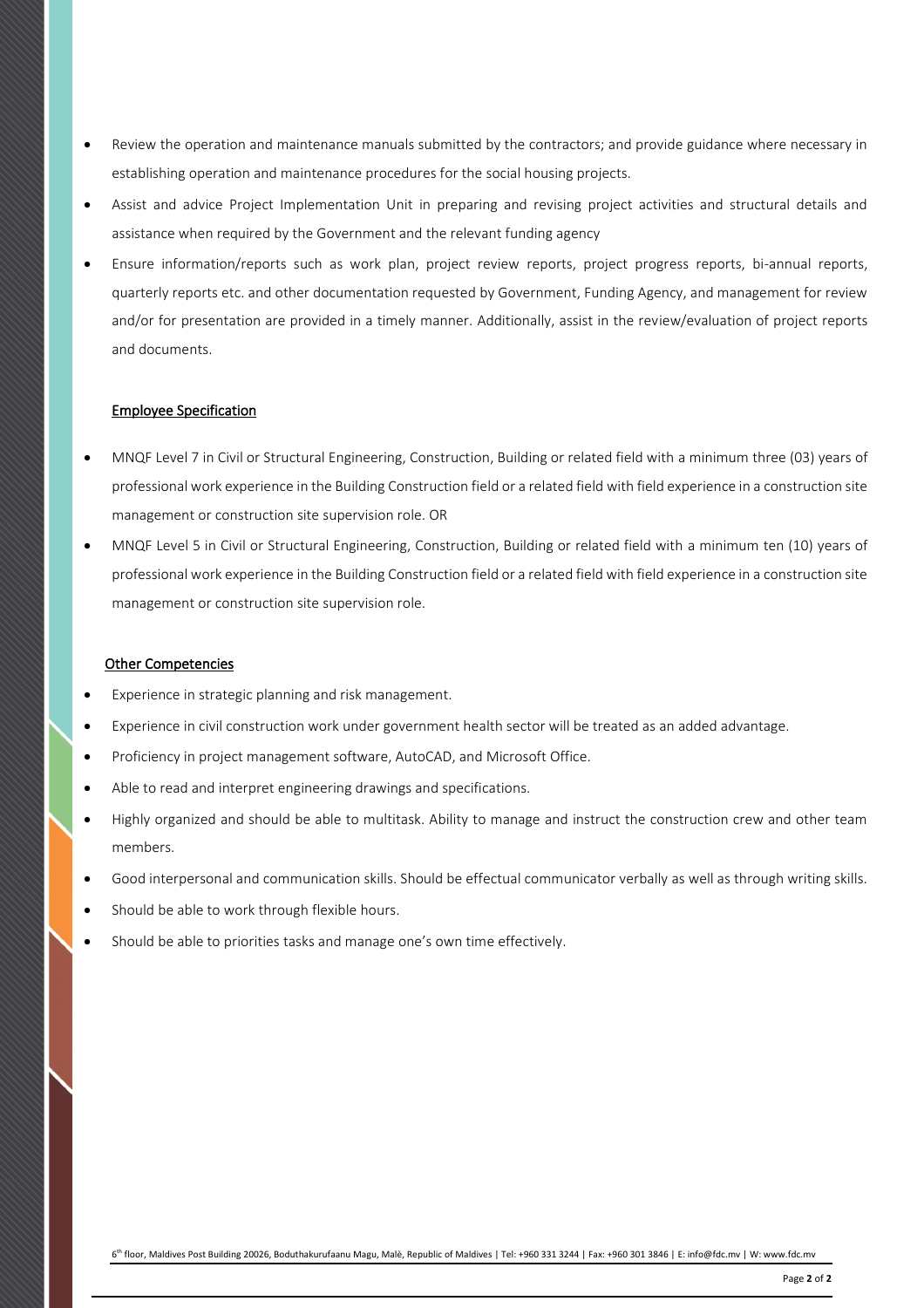- Review the operation and maintenance manuals submitted by the contractors; and provide guidance where necessary in establishing operation and maintenance procedures for the social housing projects.
- Assist and advice Project Implementation Unit in preparing and revising project activities and structural details and assistance when required by the Government and the relevant funding agency
- Ensure information/reports such as work plan, project review reports, project progress reports, bi-annual reports, quarterly reports etc. and other documentation requested by Government, Funding Agency, and management for review and/or for presentation are provided in a timely manner. Additionally, assist in the review/evaluation of project reports and documents.

## Employee Specification

- MNQF Level 7 in Civil or Structural Engineering, Construction, Building or related field with a minimum three (03) years of professional work experience in the Building Construction field or a related field with field experience in a construction site management or construction site supervision role. OR
- MNQF Level 5 in Civil or Structural Engineering, Construction, Building or related field with a minimum ten (10) years of professional work experience in the Building Construction field or a related field with field experience in a construction site management or construction site supervision role.

## Other Competencies

- Experience in strategic planning and risk management.
- Experience in civil construction work under government health sector will be treated as an added advantage.
- Proficiency in project management software, AutoCAD, and Microsoft Office.
- Able to read and interpret engineering drawings and specifications.
- Highly organized and should be able to multitask. Ability to manage and instruct the construction crew and other team members.
- Good interpersonal and communication skills. Should be effectual communicator verbally as well as through writing skills.
- Should be able to work through flexible hours.
- Should be able to priorities tasks and manage one's own time effectively.

6th floor, Maldives Post Building 20026, Boduthakurufaanu Magu, Malè, Republic of Maldives | Tel: +960 331 3244 | Fax: +960 301 3846 | E: info@fdc.mv | W: www.fdc.mv